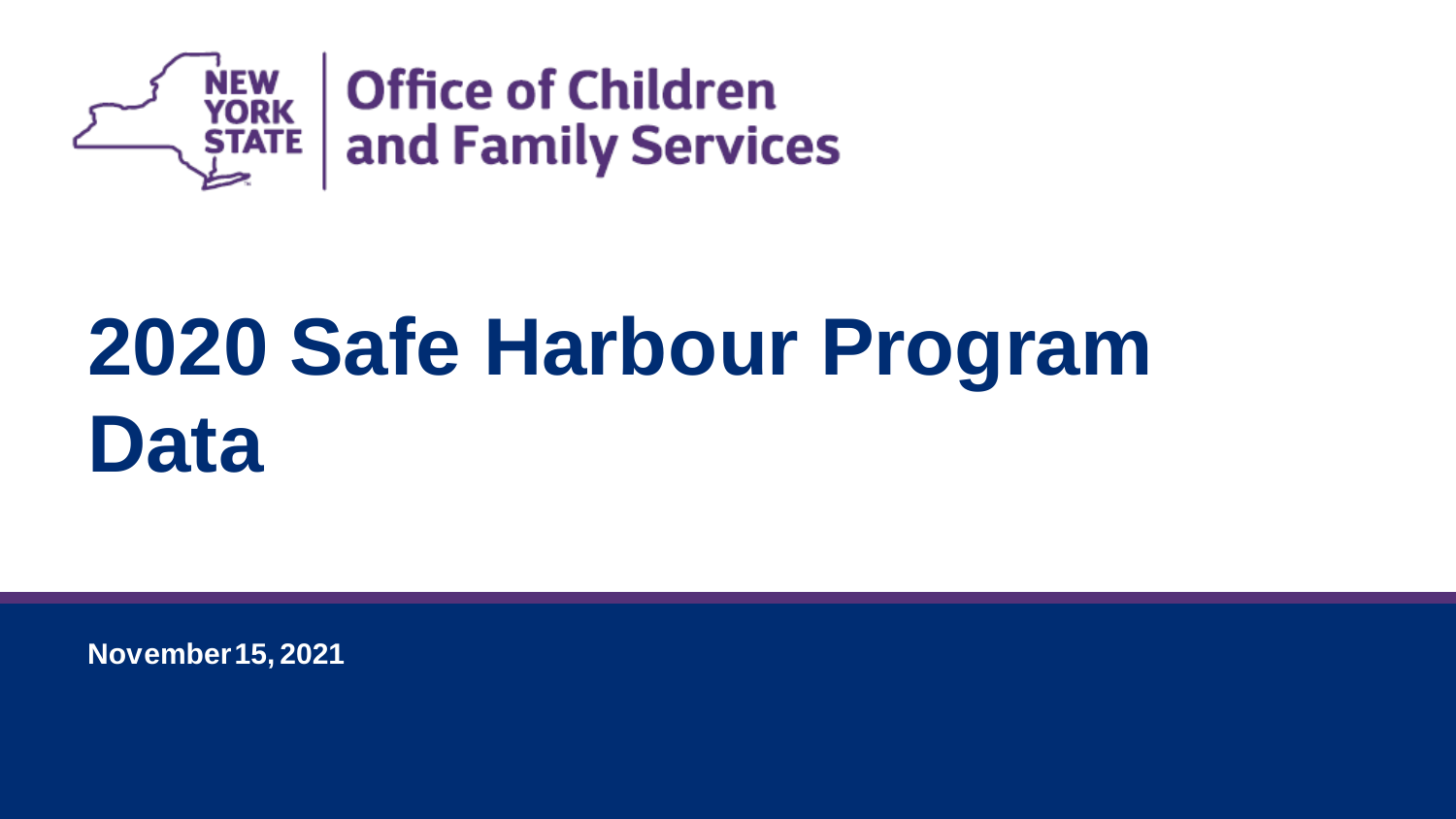NEW YORK STATE | Office of Children and Family Services

# 2020 Safe Harbour Program Data

November 15, 2021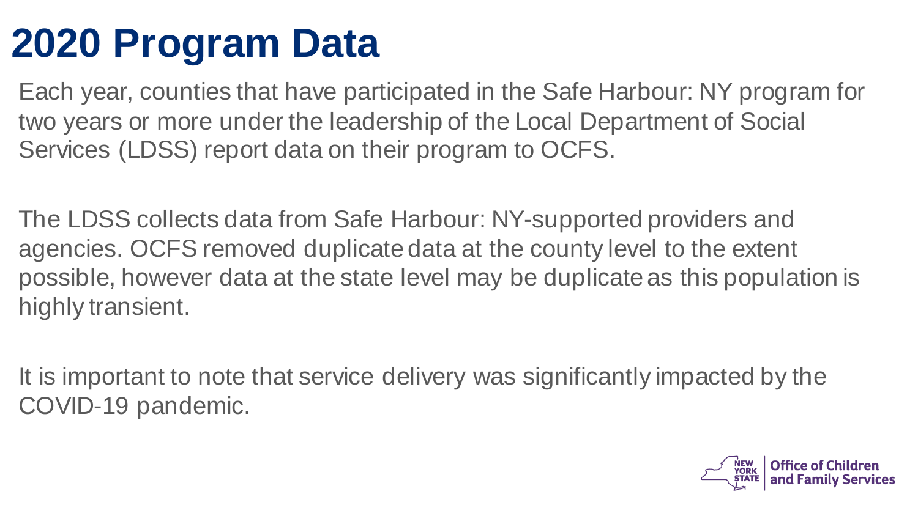# 2020 Program Data

Each year, counties that have participated in the Safe Harbour: NY program for two years or more under the leadership of the Local Department of Social Services (LDSS) report data on their program to OCFS.

The LDSS collects data from Safe Harbour: NY-supported providers and agencies. OCFS removed duplicate data at the county level to the extent possible, however data at the state level may be duplicate as this population is highly transient.

It is important to note that service delivery was significantly impacted by the COVID-19 pandemic.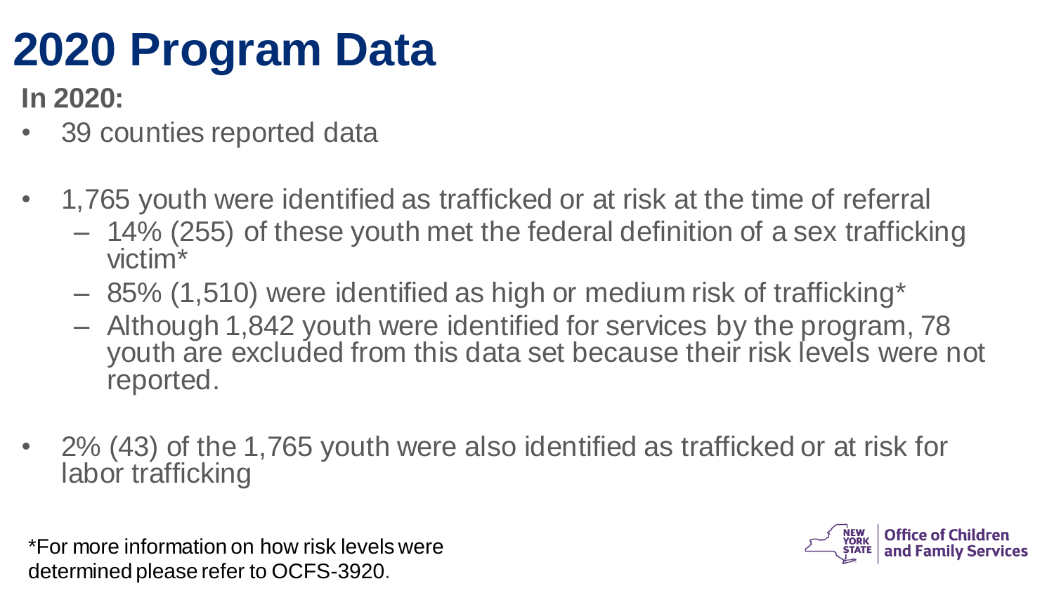# 2020 Program Data

**In 2020:**

- 39 counties reported data
- 1,765 youth were identified as trafficked or at risk at the time of referral
  - 14% (255) of these youth met the federal definition of a sex trafficking victim*
  - 85% (1,510) were identified as high or medium risk of trafficking*
  - Although 1,842 youth were identified for services by the program, 78 youth are excluded from this data set because their risk levels were not reported.
- 2% (43) of the 1,765 youth were also identified as trafficked or at risk for labor trafficking

*For more information on how risk levels were determined please refer to OCFS-3920.

NEW YORK STATE | Office of Children and Family Services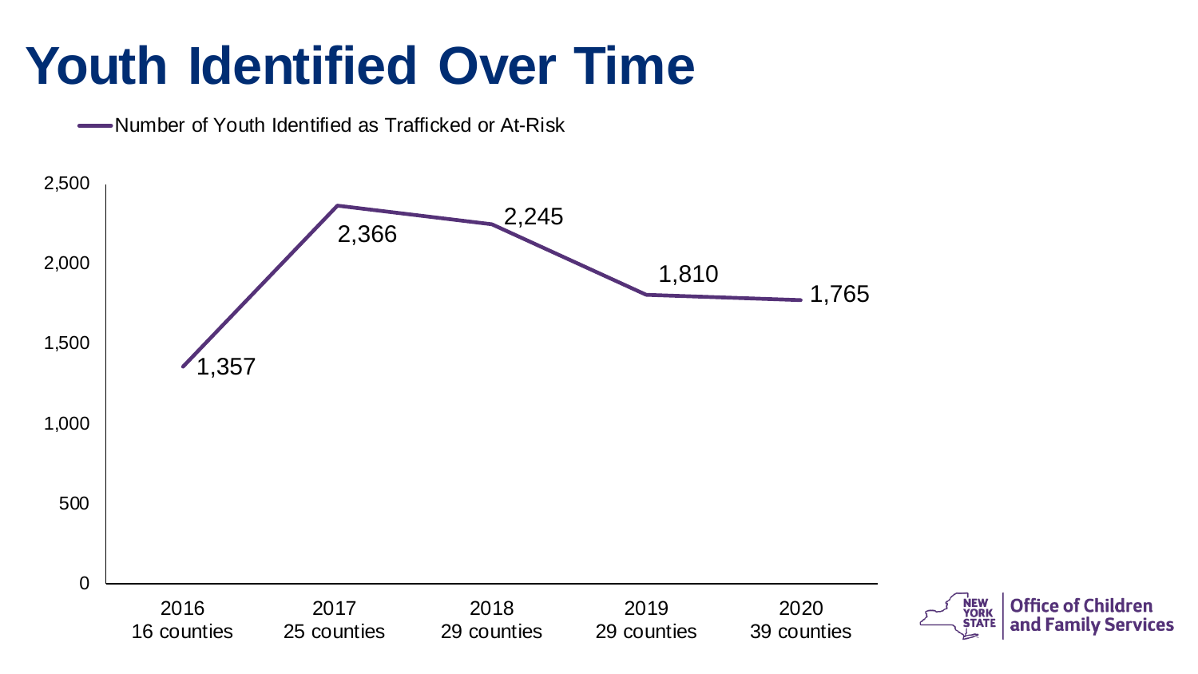# Youth Identified Over Time

Number of Youth Identified as Trafficked or At-Risk

| Year | Counties | Number of Youth Identified as Trafficked or At-Risk |
| --- | --- | --- |
| 2016 | 16 counties | 1,357 |
| 2017 | 25 counties | 2,366 |
| 2018 | 29 counties | 2,245 |
| 2019 | 29 counties | 1,810 |
| 2020 | 39 counties | 1,765 |

NEW YORK STATE | Office of Children and Family Services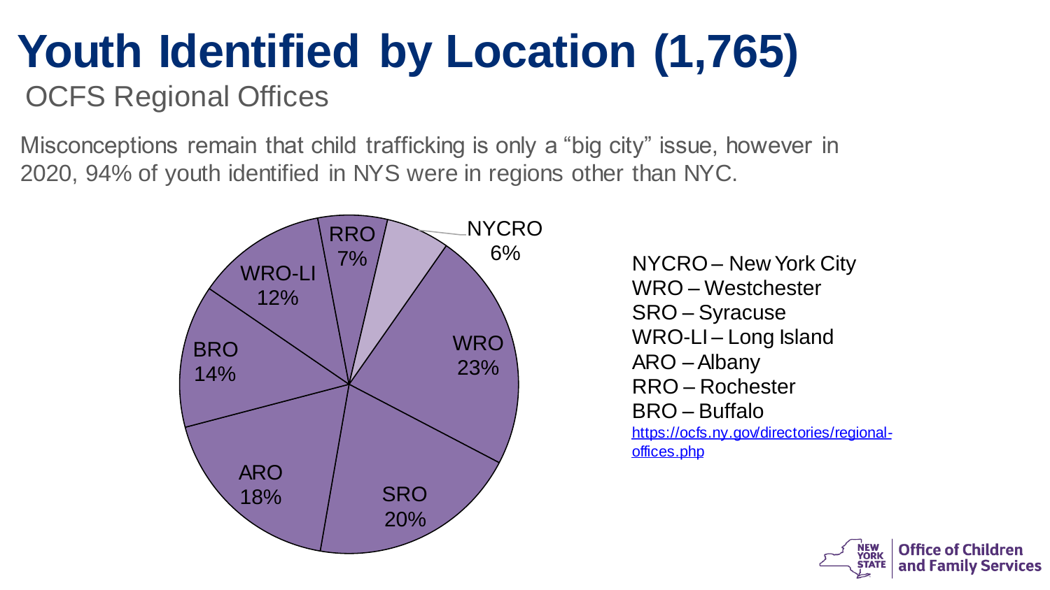# Youth Identified by Location (1,765)

## OCFS Regional Offices

Misconceptions remain that child trafficking is only a "big city" issue, however in 2020, 94% of youth identified in NYS were in regions other than NYC.

| Region | Percentage |
|---|---|
| NYCRO | 6% |
| WRO | 23% |
| SRO | 20% |
| ARO | 18% |
| BRO | 14% |
| WRO-LI | 12% |
| RRO | 7% |

NYCRO – New York City
WRO – Westchester
SRO – Syracuse
WRO-LI – Long Island
ARO – Albany
RRO – Rochester
BRO – Buffalo

https://ocfs.ny.gov/directories/regional-offices.php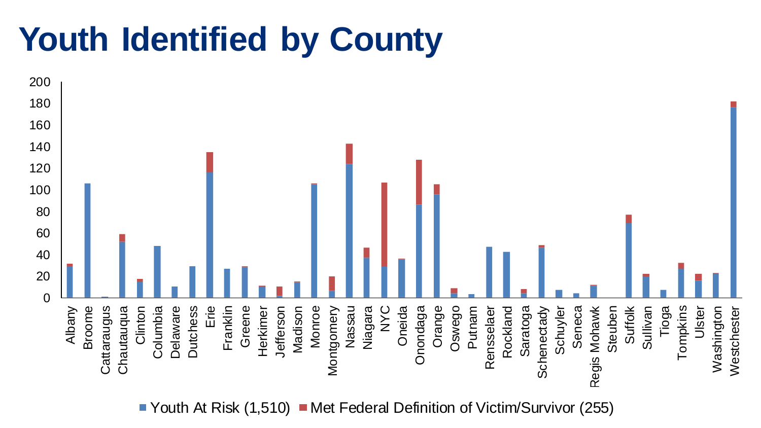# Youth Identified by County

Legend: Youth At Risk (1,510) | Met Federal Definition of Victim/Survivor (255)

Counties: Albany, Broome, Cattaraugus, Chautauqua, Clinton, Columbia, Delaware, Dutchess, Erie, Franklin, Greene, Herkimer, Jefferson, Madison, Monroe, Montgomery, Nassau, Niagara, NYC, Oneida, Onondaga, Orange, Oswego, Putnam, Rensselaer, Rockland, Saratoga, Schenectady, Schuyler, Seneca, Regis Mohawk, Steuben, Suffolk, Sullivan, Tioga, Tompkins, Ulster, Washington, Westchester

Y-axis: 0, 20, 40, 60, 80, 100, 120, 140, 160, 180, 200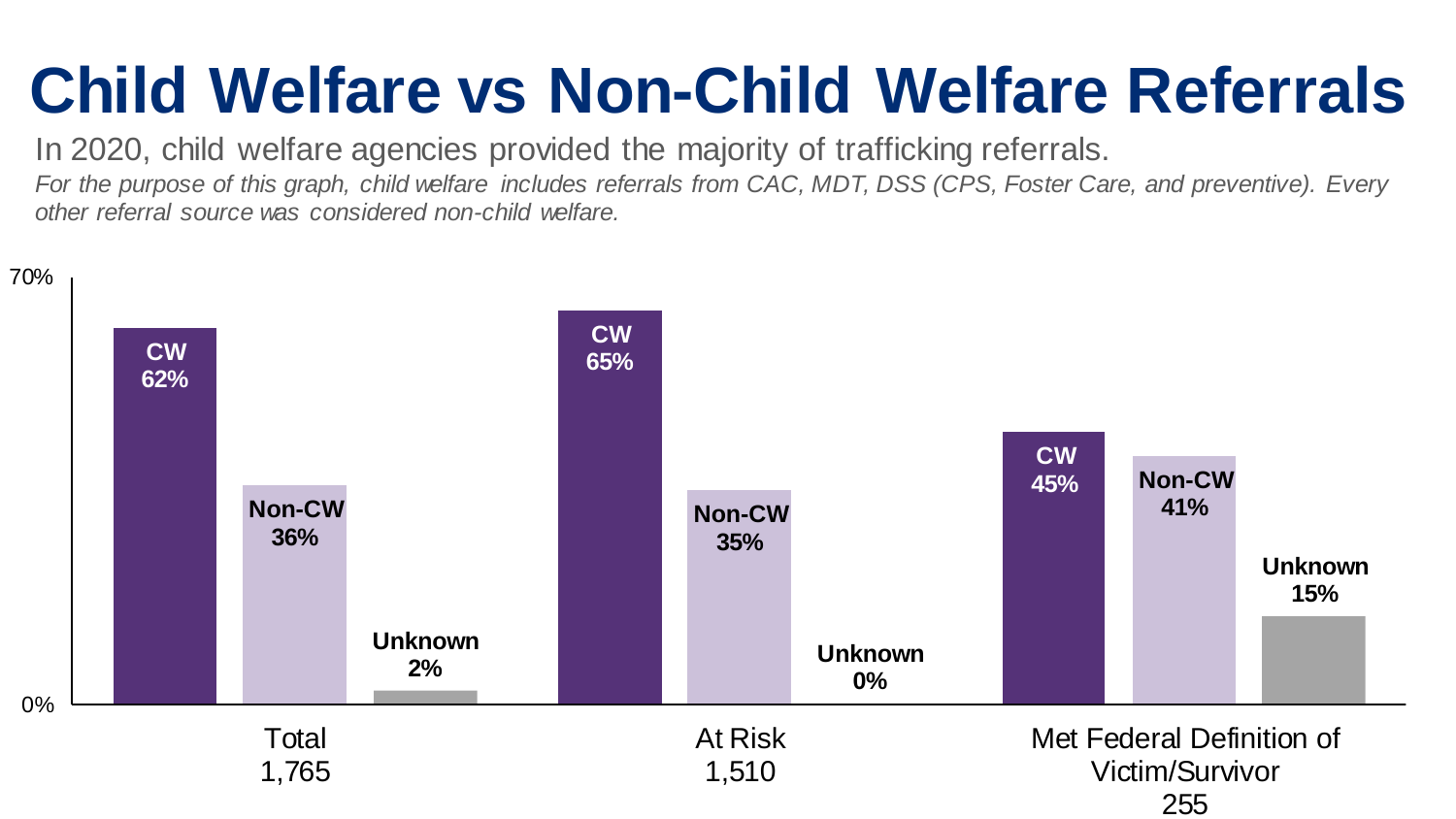# Child Welfare vs Non-Child Welfare Referrals

In 2020, child welfare agencies provided the majority of trafficking referrals.

*For the purpose of this graph, child welfare includes referrals from CAC, MDT, DSS (CPS, Foster Care, and preventive). Every other referral source was considered non-child welfare.*

| | CW | Non-CW | Unknown |
|---|---|---|---|
| Total 1,765 | 62% | 36% | 2% |
| At Risk 1,510 | 65% | 35% | 0% |
| Met Federal Definition of Victim/Survivor 255 | 45% | 41% | 15% |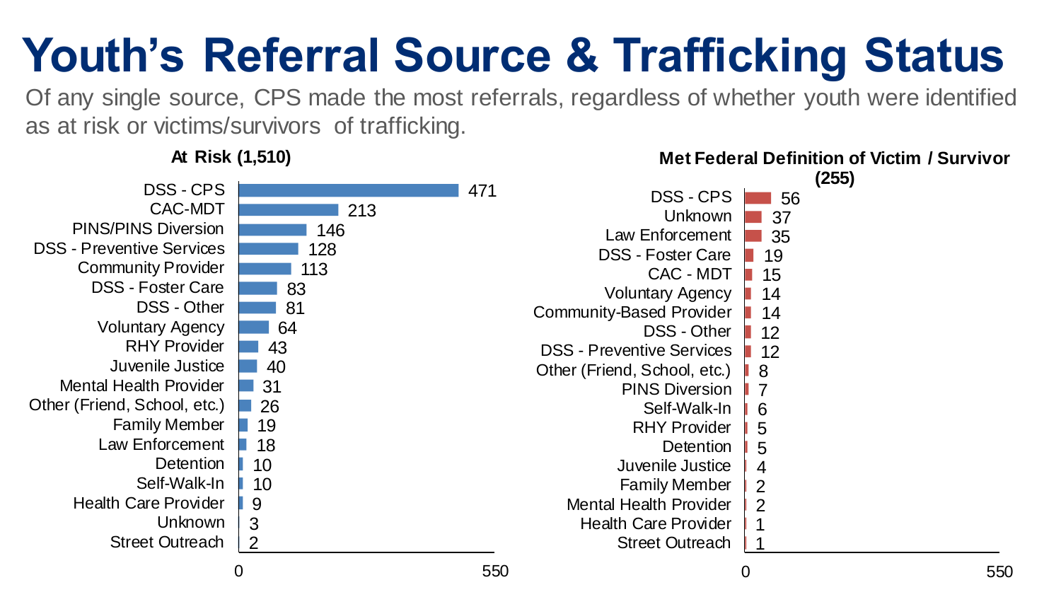# Youth's Referral Source & Trafficking Status

Of any single source, CPS made the most referrals, regardless of whether youth were identified as at risk or victims/survivors of trafficking.

**At Risk (1,510)**

| Referral Source | Count |
|---|---|
| DSS - CPS | 471 |
| CAC-MDT | 213 |
| PINS/PINS Diversion | 146 |
| DSS - Preventive Services | 128 |
| Community Provider | 113 |
| DSS - Foster Care | 83 |
| DSS - Other | 81 |
| Voluntary Agency | 64 |
| RHY Provider | 43 |
| Juvenile Justice | 40 |
| Mental Health Provider | 31 |
| Other (Friend, School, etc.) | 26 |
| Family Member | 19 |
| Law Enforcement | 18 |
| Detention | 10 |
| Self-Walk-In | 10 |
| Health Care Provider | 9 |
| Unknown | 3 |
| Street Outreach | 2 |

**Met Federal Definition of Victim / Survivor (255)**

| Referral Source | Count |
|---|---|
| DSS - CPS | 56 |
| Unknown | 37 |
| Law Enforcement | 35 |
| DSS - Foster Care | 19 |
| CAC - MDT | 15 |
| Voluntary Agency | 14 |
| Community-Based Provider | 14 |
| DSS - Other | 12 |
| DSS - Preventive Services | 12 |
| Other (Friend, School, etc.) | 8 |
| PINS Diversion | 7 |
| Self-Walk-In | 6 |
| RHY Provider | 5 |
| Detention | 5 |
| Juvenile Justice | 4 |
| Family Member | 2 |
| Mental Health Provider | 2 |
| Health Care Provider | 1 |
| Street Outreach | 1 |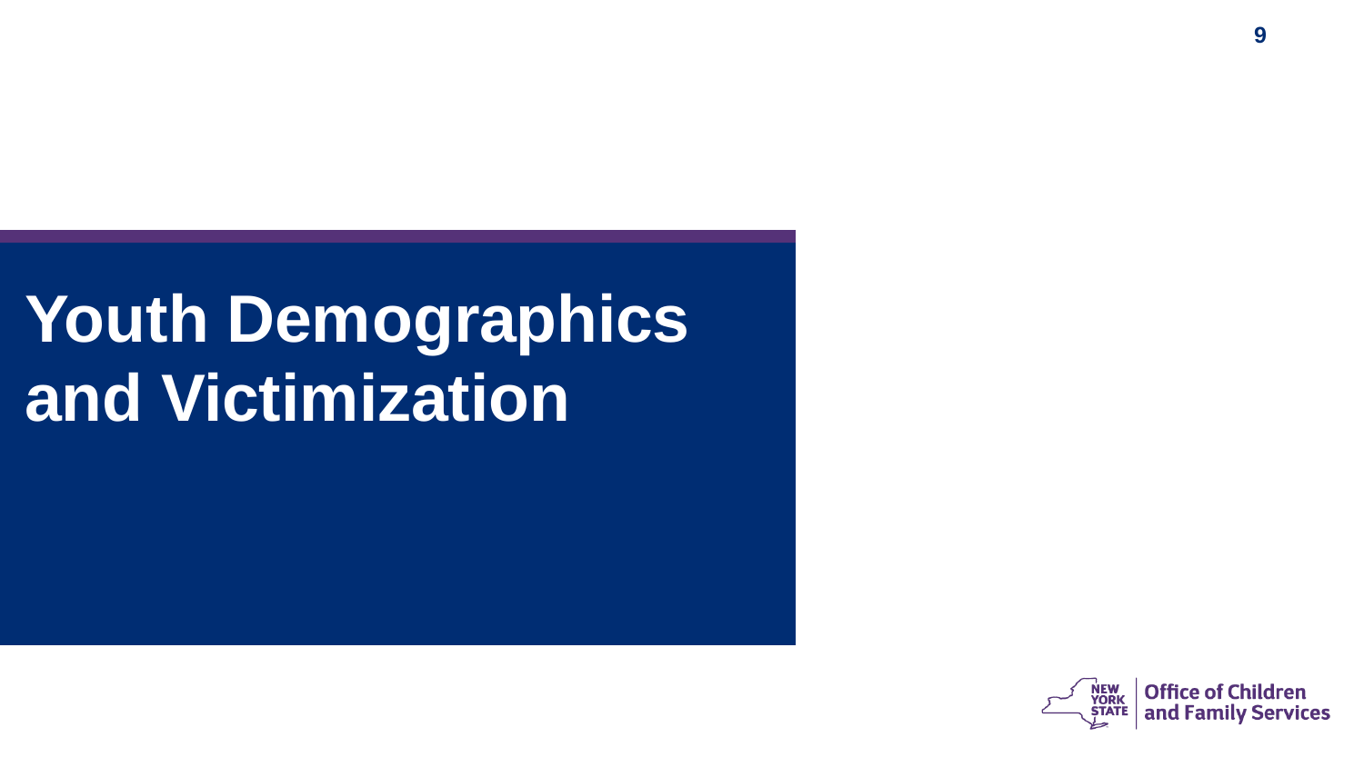# Youth Demographics and Victimization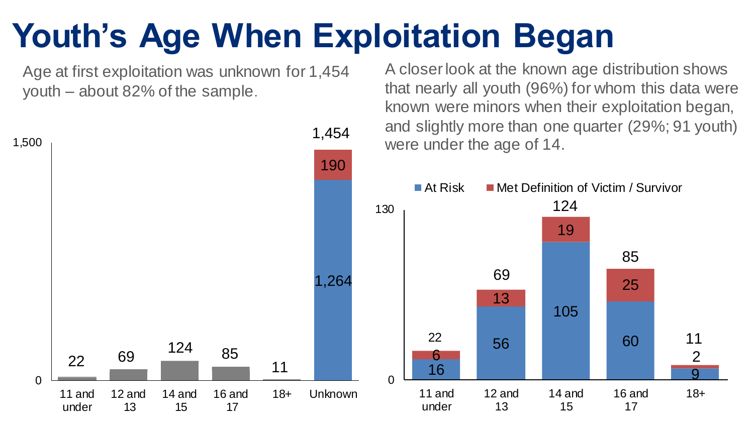# Youth's Age When Exploitation Began

Age at first exploitation was unknown for 1,454 youth – about 82% of the sample.

| Age | Total | At Risk | Met Definition of Victim / Survivor |
| --- | --- | --- | --- |
| 11 and under | 22 | | |
| 12 and 13 | 69 | | |
| 14 and 15 | 124 | | |
| 16 and 17 | 85 | | |
| 18+ | 11 | | |
| Unknown | 1,454 | 1,264 | 190 |

A closer look at the known age distribution shows that nearly all youth (96%) for whom this data were known were minors when their exploitation began, and slightly more than one quarter (29%; 91 youth) were under the age of 14.

| Age | At Risk | Met Definition of Victim / Survivor | Total |
| --- | --- | --- | --- |
| 11 and under | 16 | 6 | 22 |
| 12 and 13 | 56 | 13 | 69 |
| 14 and 15 | 105 | 19 | 124 |
| 16 and 17 | 60 | 25 | 85 |
| 18+ | 9 | 2 | 11 |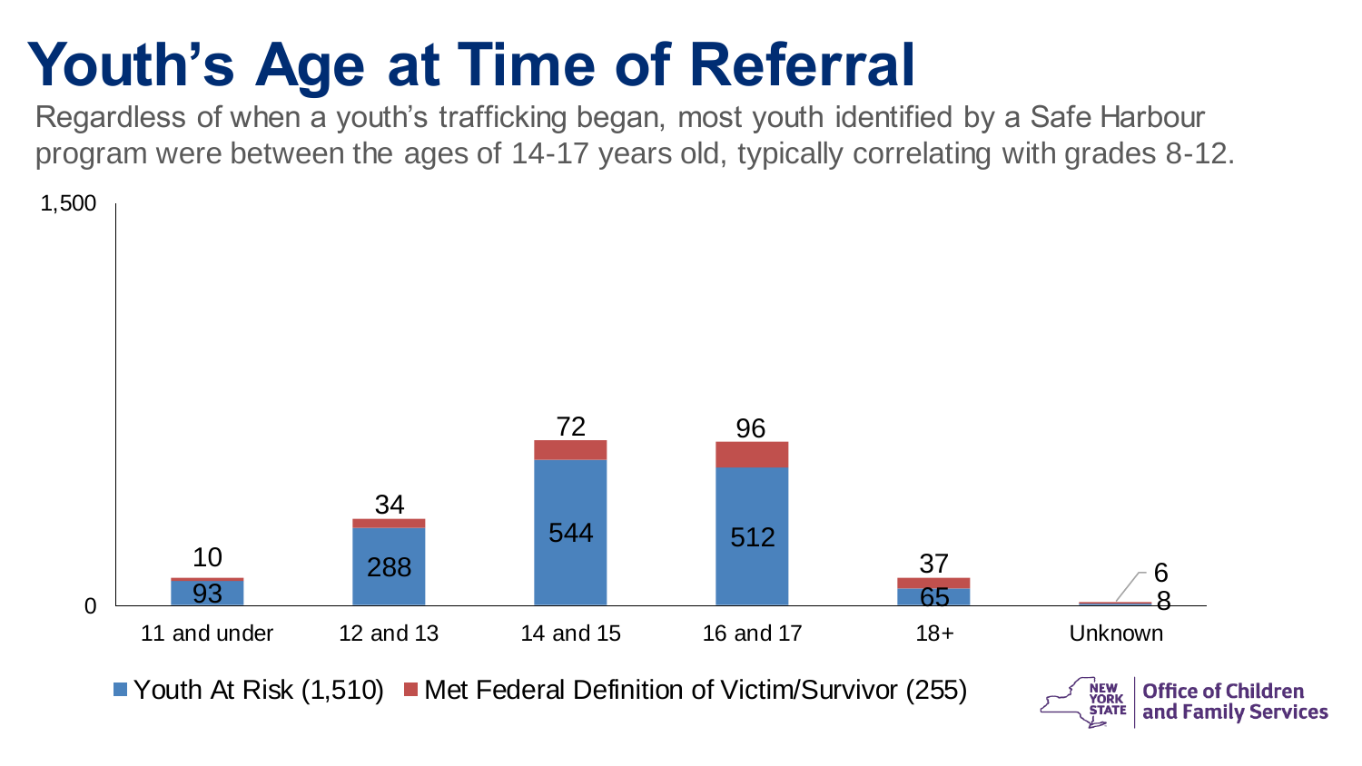# Youth's Age at Time of Referral

Regardless of when a youth's trafficking began, most youth identified by a Safe Harbour program were between the ages of 14-17 years old, typically correlating with grades 8-12.

| Age | Youth At Risk (1,510) | Met Federal Definition of Victim/Survivor (255) |
| --- | --- | --- |
| 11 and under | 93 | 10 |
| 12 and 13 | 288 | 34 |
| 14 and 15 | 544 | 72 |
| 16 and 17 | 512 | 96 |
| 18+ | 65 | 37 |
| Unknown | 8 | 6 |

Office of Children and Family Services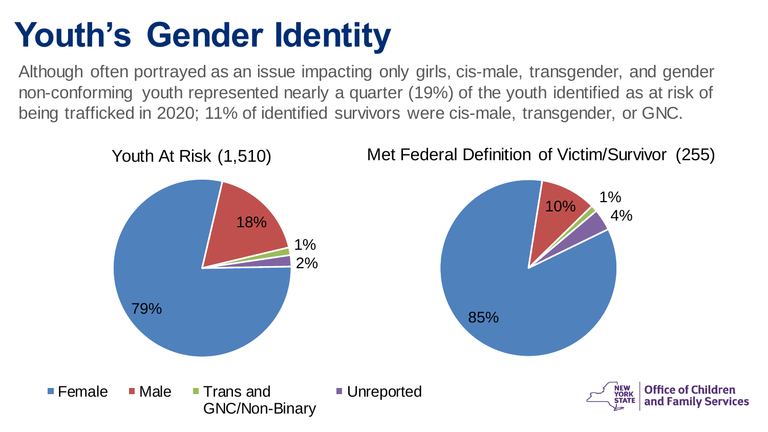# Youth's Gender Identity

Although often portrayed as an issue impacting only girls, cis-male, transgender, and gender non-conforming youth represented nearly a quarter (19%) of the youth identified as at risk of being trafficked in 2020; 11% of identified survivors were cis-male, transgender, or GNC.

| Gender Identity | Youth At Risk (1,510) | Met Federal Definition of Victim/Survivor (255) |
|---|---|---|
| Female | 79% | 85% |
| Male | 18% | 10% |
| Trans and GNC/Non-Binary | 1% | 1% |
| Unreported | 2% | 4% |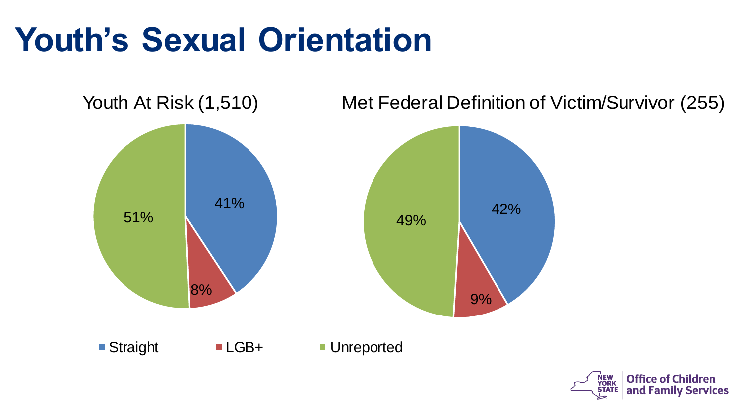# Youth's Sexual Orientation

Youth At Risk (1,510)

- Straight: 41%
- LGB+: 8%
- Unreported: 51%

Met Federal Definition of Victim/Survivor (255)

- Straight: 42%
- LGB+: 9%
- Unreported: 49%

■ Straight ■ LGB+ ■ Unreported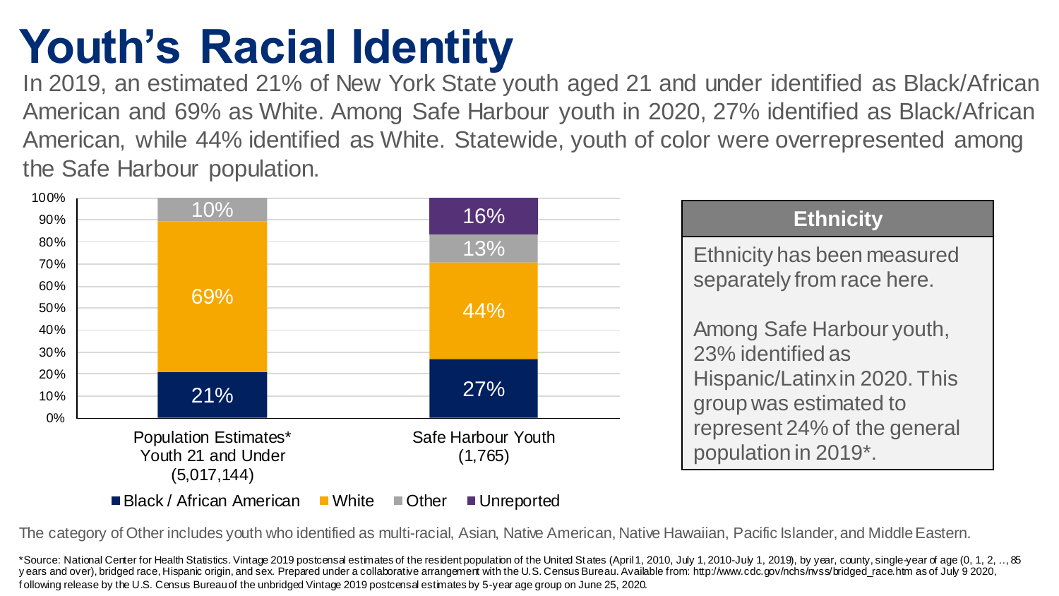# Youth's Racial Identity

In 2019, an estimated 21% of New York State youth aged 21 and under identified as Black/African American and 69% as White. Among Safe Harbour youth in 2020, 27% identified as Black/African American, while 44% identified as White. Statewide, youth of color were overrepresented among the Safe Harbour population.

| | Population Estimates* Youth 21 and Under (5,017,144) | Safe Harbour Youth (1,765) |
|---|---|---|
| Black / African American | 21% | 27% |
| White | 69% | 44% |
| Other | 10% | 13% |
| Unreported | | 16% |

## Ethnicity

Ethnicity has been measured separately from race here.

Among Safe Harbour youth, 23% identified as Hispanic/Latinx in 2020. This group was estimated to represent 24% of the general population in 2019*.

The category of Other includes youth who identified as multi-racial, Asian, Native American, Native Hawaiian, Pacific Islander, and Middle Eastern.

*Source: National Center for Health Statistics. Vintage 2019 postcensal estimates of the resident population of the United States (April 1, 2010, July 1, 2010-July 1, 2019), by year, county, single-year of age (0, 1, 2, .., 85 years and over), bridged race, Hispanic origin, and sex. Prepared under a collaborative arrangement with the U.S. Census Bureau. Available from: http://www.cdc.gov/nchs/nvss/bridged_race.htm as of July 9 2020, following release by the U.S. Census Bureau of the unbridged Vintage 2019 postcensal estimates by 5-year age group on June 25, 2020.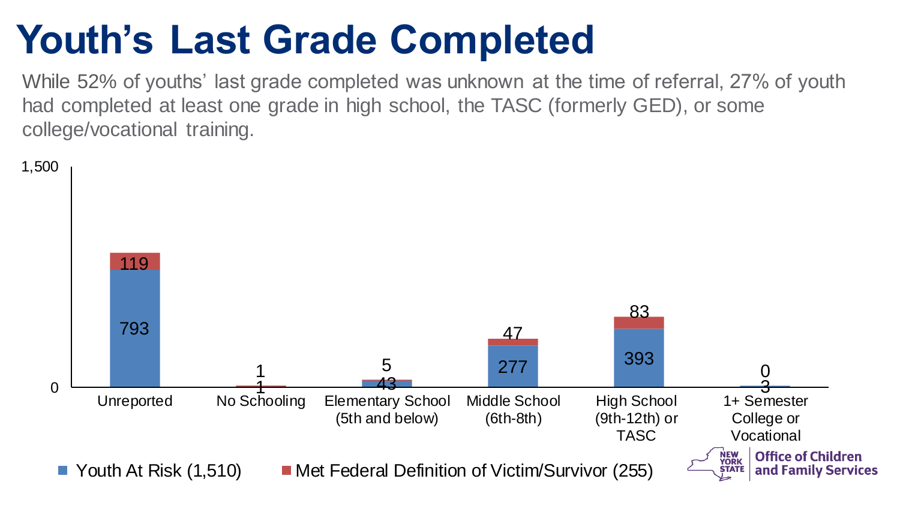# Youth's Last Grade Completed

While 52% of youths' last grade completed was unknown at the time of referral, 27% of youth had completed at least one grade in high school, the TASC (formerly GED), or some college/vocational training.

| Last Grade Completed | Youth At Risk (1,510) | Met Federal Definition of Victim/Survivor (255) |
|---|---|---|
| Unreported | 793 | 119 |
| No Schooling | 1 | 1 |
| Elementary School (5th and below) | 43 | 5 |
| Middle School (6th-8th) | 277 | 47 |
| High School (9th-12th) or TASC | 393 | 83 |
| 1+ Semester College or Vocational | 3 | 0 |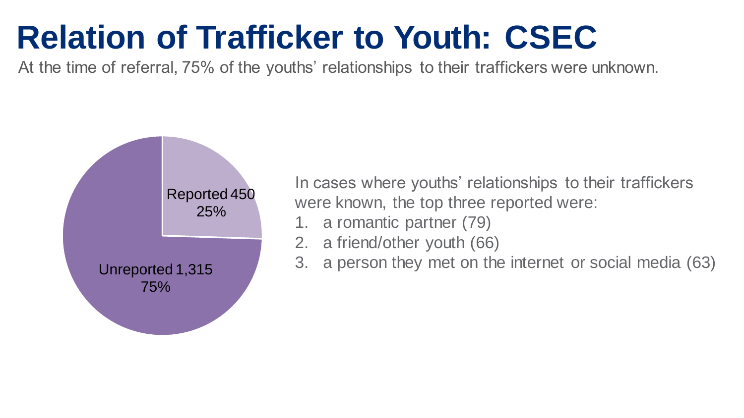# Relation of Trafficker to Youth: CSEC

At the time of referral, 75% of the youths' relationships to their traffickers were unknown.

Reported 450
25%

Unreported 1,315
75%

In cases where youths' relationships to their traffickers were known, the top three reported were:

1. a romantic partner (79)
2. a friend/other youth (66)
3. a person they met on the internet or social media (63)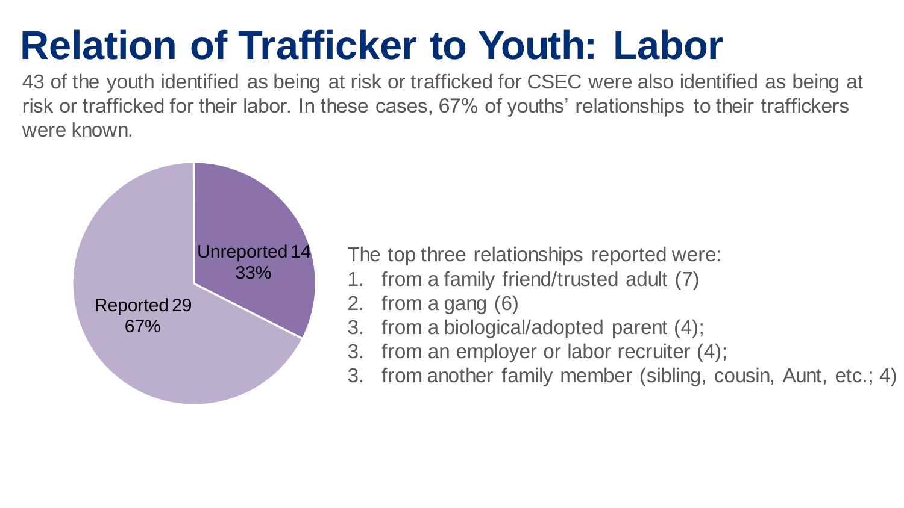# Relation of Trafficker to Youth: Labor

43 of the youth identified as being at risk or trafficked for CSEC were also identified as being at risk or trafficked for their labor. In these cases, 67% of youths' relationships to their traffickers were known.

Unreported 14
33%

Reported 29
67%

The top three relationships reported were:

1. from a family friend/trusted adult (7)
2. from a gang (6)
3. from a biological/adopted parent (4);
3. from an employer or labor recruiter (4);
3. from another family member (sibling, cousin, Aunt, etc.; 4)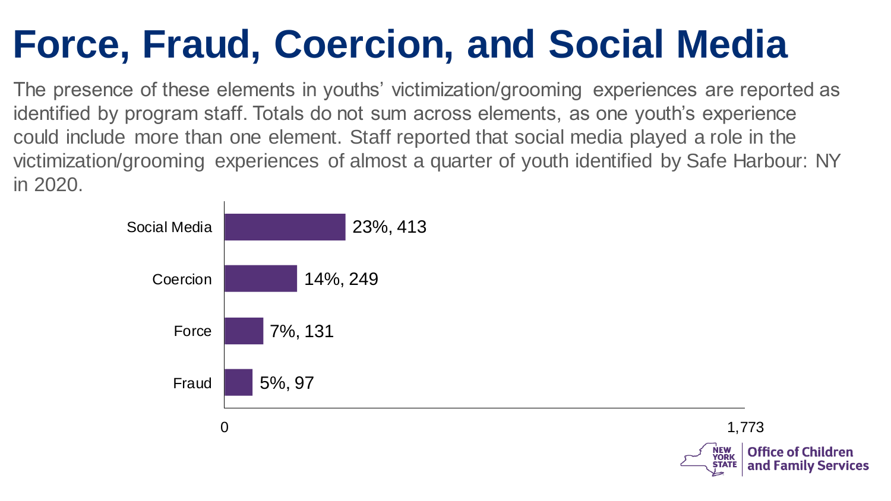# Force, Fraud, Coercion, and Social Media

The presence of these elements in youths' victimization/grooming experiences are reported as identified by program staff. Totals do not sum across elements, as one youth's experience could include more than one element. Staff reported that social media played a role in the victimization/grooming experiences of almost a quarter of youth identified by Safe Harbour: NY in 2020.

| Element | Percent, Count |
| --- | --- |
| Social Media | 23%, 413 |
| Coercion | 14%, 249 |
| Force | 7%, 131 |
| Fraud | 5%, 97 |

0 — 1,773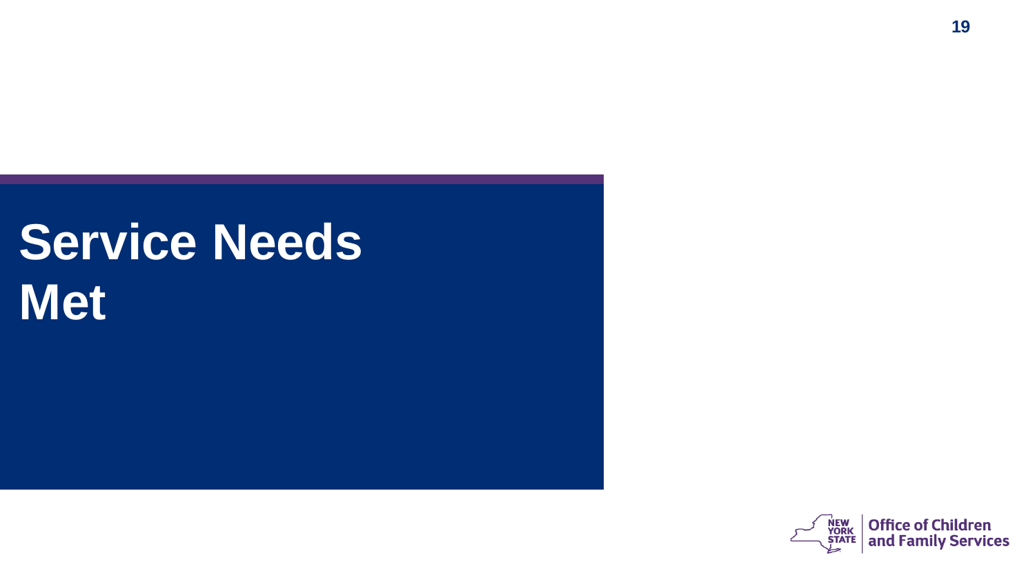# Service Needs Met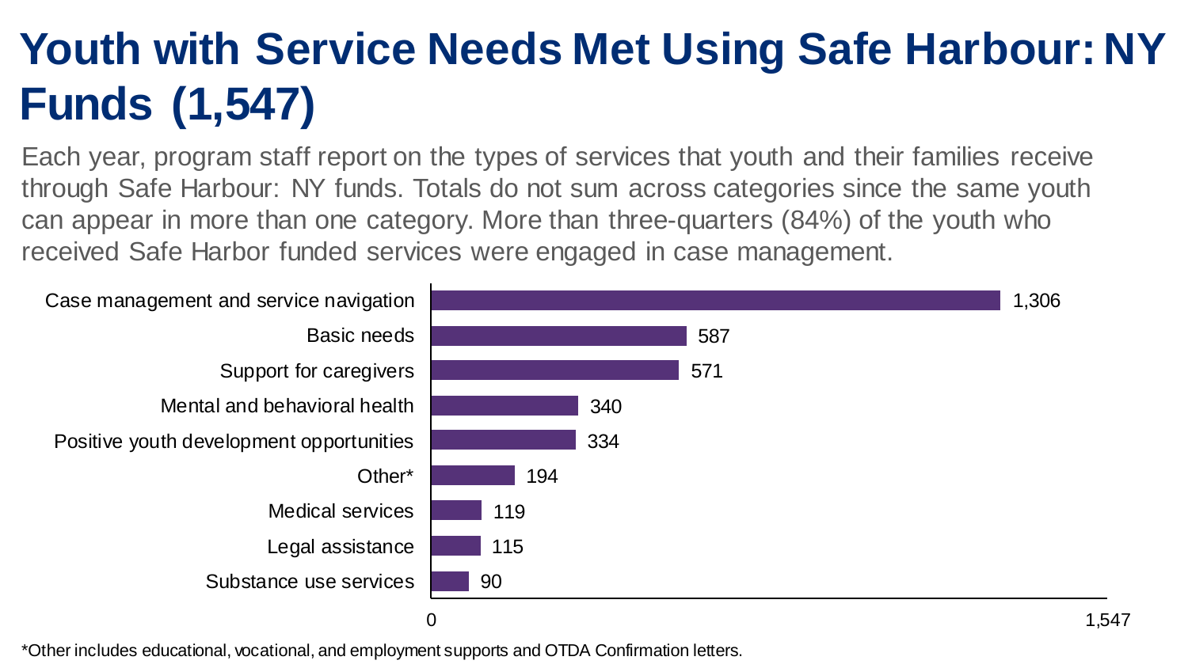# Youth with Service Needs Met Using Safe Harbour: NY Funds (1,547)

Each year, program staff report on the types of services that youth and their families receive through Safe Harbour: NY funds. Totals do not sum across categories since the same youth can appear in more than one category. More than three-quarters (84%) of the youth who received Safe Harbor funded services were engaged in case management.

| Service | Youth |
| --- | --- |
| Case management and service navigation | 1,306 |
| Basic needs | 587 |
| Support for caregivers | 571 |
| Mental and behavioral health | 340 |
| Positive youth development opportunities | 334 |
| Other* | 194 |
| Medical services | 119 |
| Legal assistance | 115 |
| Substance use services | 90 |

*Other includes educational, vocational, and employment supports and OTDA Confirmation letters.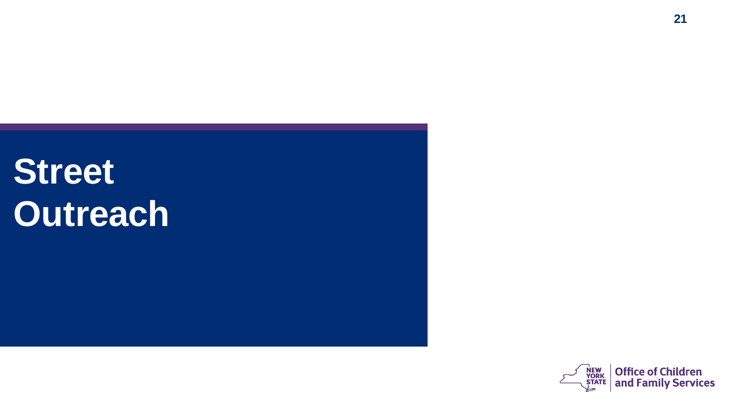# Street Outreach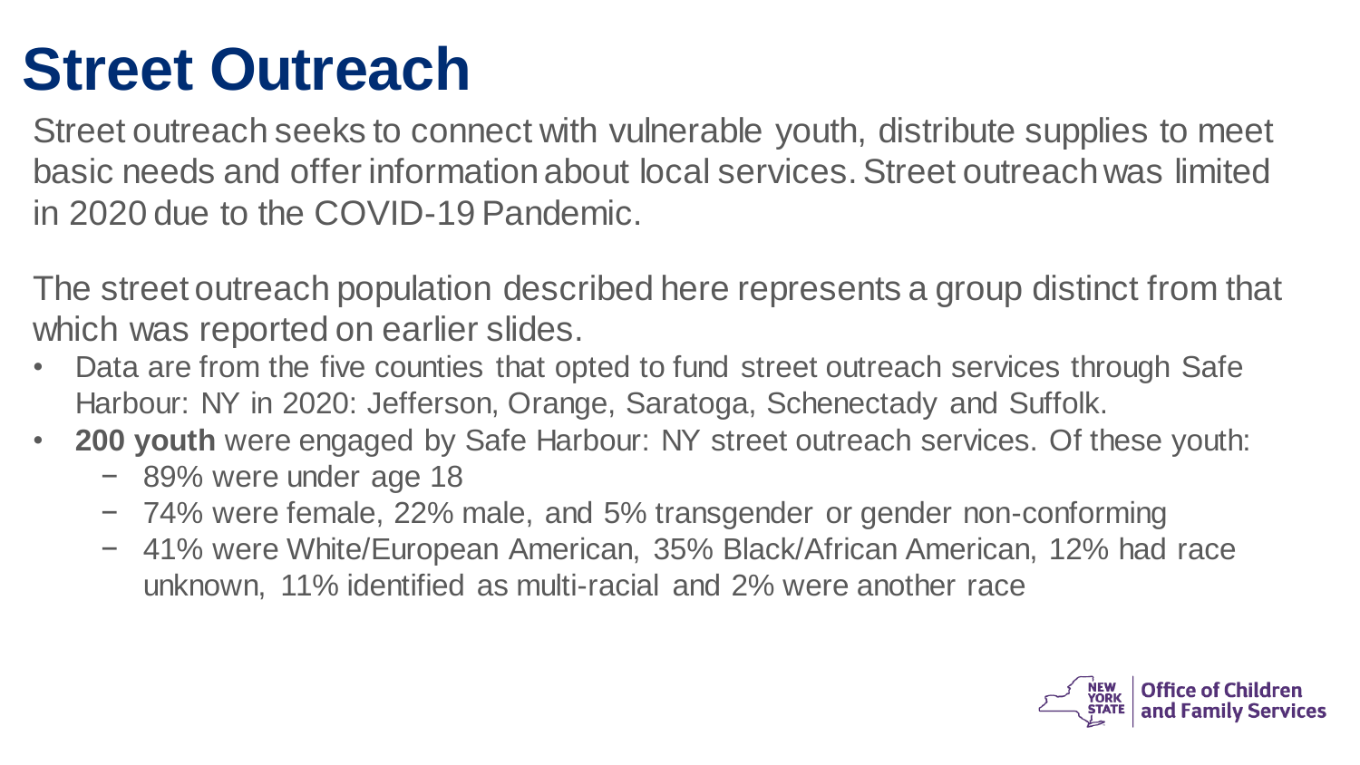# Street Outreach

Street outreach seeks to connect with vulnerable youth, distribute supplies to meet basic needs and offer information about local services. Street outreach was limited in 2020 due to the COVID-19 Pandemic.

The street outreach population described here represents a group distinct from that which was reported on earlier slides.

- Data are from the five counties that opted to fund street outreach services through Safe Harbour: NY in 2020: Jefferson, Orange, Saratoga, Schenectady and Suffolk.
- **200 youth** were engaged by Safe Harbour: NY street outreach services. Of these youth:
  - 89% were under age 18
  - 74% were female, 22% male, and 5% transgender or gender non-conforming
  - 41% were White/European American, 35% Black/African American, 12% had race unknown, 11% identified as multi-racial and 2% were another race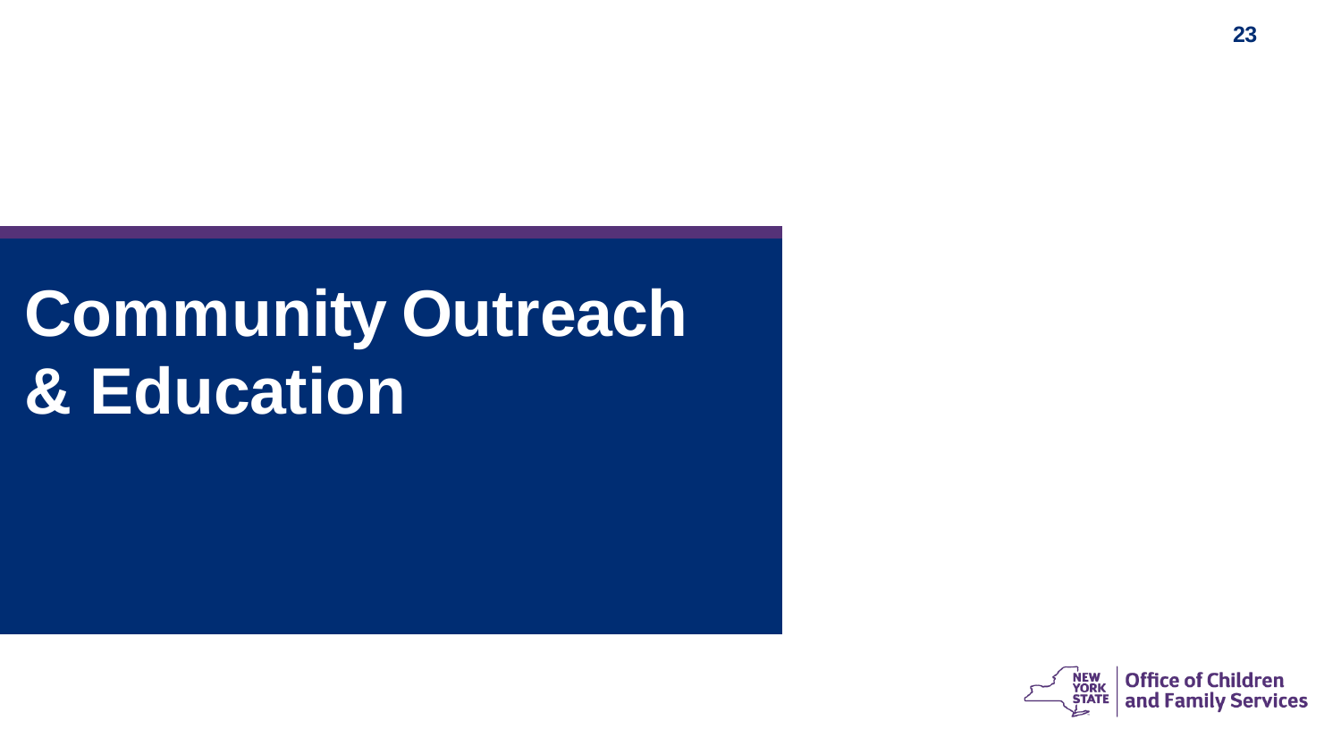# Community Outreach & Education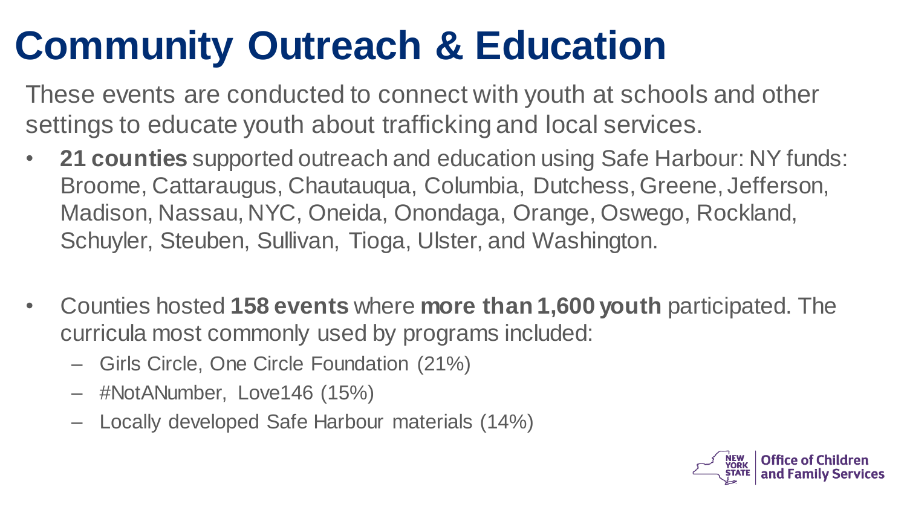# Community Outreach & Education

These events are conducted to connect with youth at schools and other settings to educate youth about trafficking and local services.

- **21 counties** supported outreach and education using Safe Harbour: NY funds: Broome, Cattaraugus, Chautauqua, Columbia, Dutchess, Greene, Jefferson, Madison, Nassau, NYC, Oneida, Onondaga, Orange, Oswego, Rockland, Schuyler, Steuben, Sullivan, Tioga, Ulster, and Washington.

- Counties hosted **158 events** where **more than 1,600 youth** participated. The curricula most commonly used by programs included:
  - Girls Circle, One Circle Foundation (21%)
  - #NotANumber, Love146 (15%)
  - Locally developed Safe Harbour materials (14%)

NEW YORK STATE | Office of Children and Family Services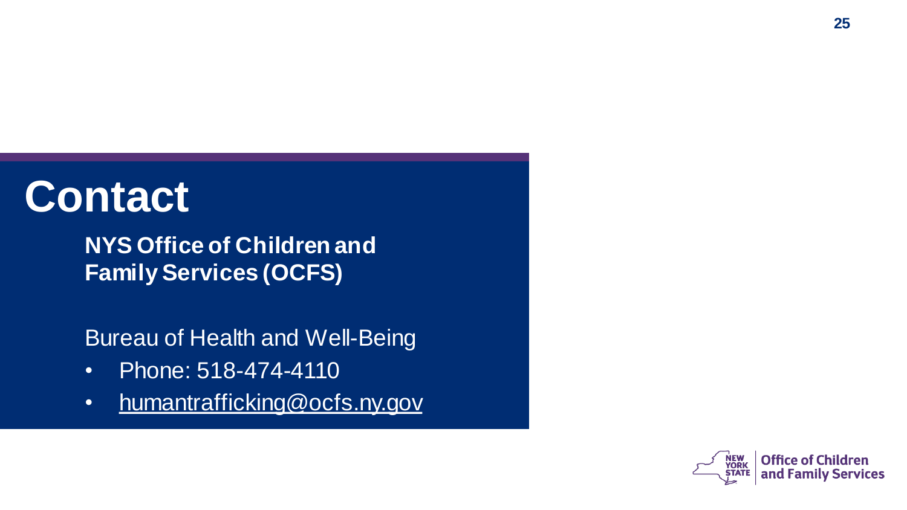# Contact

**NYS Office of Children and Family Services (OCFS)**

Bureau of Health and Well-Being

- Phone: 518-474-4110
- humantrafficking@ocfs.ny.gov

NEW YORK STATE | Office of Children and Family Services